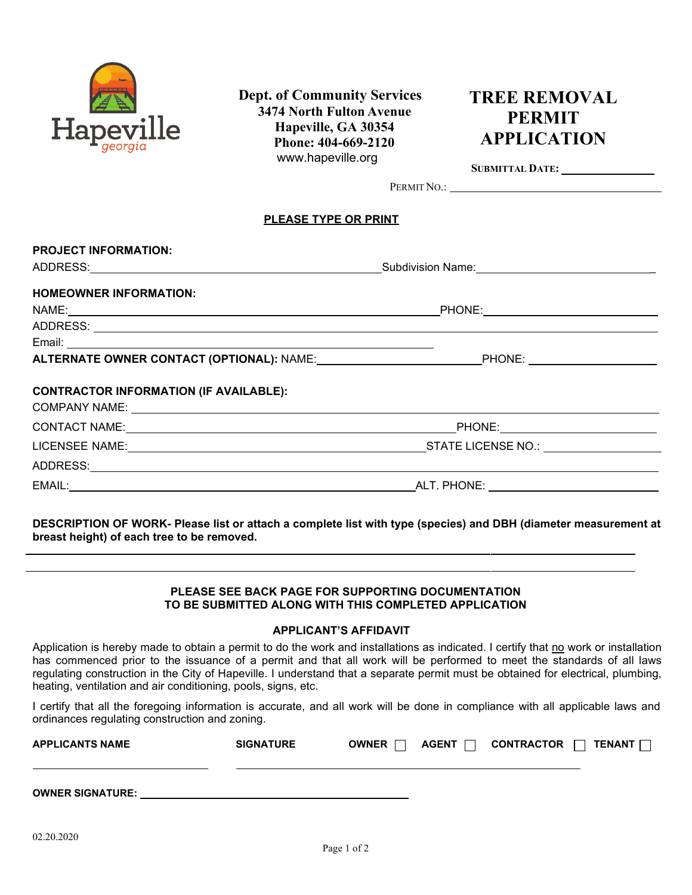Hapeville
georgia

**Dept. of Community Services**
**3474 North Fulton Avenue**
**Hapeville, GA 30354**
**Phone: 404-669-2120**
www.hapeville.org

# TREE REMOVAL PERMIT APPLICATION

**SUBMITTAL DATE:** ______________

PERMIT NO.: ______________________________

**PLEASE TYPE OR PRINT**

**PROJECT INFORMATION:**

ADDRESS: ____________________________________ Subdivision Name: ______________________

**HOMEOWNER INFORMATION:**

NAME: ____________________________________________ PHONE: ______________________

ADDRESS: ______________________________________________________________________

Email: ______________________________________________

**ALTERNATE OWNER CONTACT (OPTIONAL):** NAME: ____________________ PHONE: __________________

**CONTRACTOR INFORMATION (IF AVAILABLE):**

COMPANY NAME: ______________________________________________________________

CONTACT NAME: ______________________________________ PHONE: ____________________

LICENSEE NAME: _____________________________________ STATE LICENSE NO.: ______________

ADDRESS: ____________________________________________________________________

EMAIL: ______________________________________________ ALT. PHONE: ________________

**DESCRIPTION OF WORK- Please list or attach a complete list with type (species) and DBH (diameter measurement at breast height) of each tree to be removed.**

______________________________________________________________________________

______________________________________________________________________________

**PLEASE SEE BACK PAGE FOR SUPPORTING DOCUMENTATION TO BE SUBMITTED ALONG WITH THIS COMPLETED APPLICATION**

**APPLICANT'S AFFIDAVIT**

Application is hereby made to obtain a permit to do the work and installations as indicated. I certify that no work or installation has commenced prior to the issuance of a permit and that all work will be performed to meet the standards of all laws regulating construction in the City of Hapeville. I understand that a separate permit must be obtained for electrical, plumbing, heating, ventilation and air conditioning, pools, signs, etc.

I certify that all the foregoing information is accurate, and all work will be done in compliance with all applicable laws and ordinances regulating construction and zoning.

**APPLICANTS NAME** &nbsp;&nbsp; **SIGNATURE** &nbsp;&nbsp; **OWNER** ☐ &nbsp; **AGENT** ☐ &nbsp; **CONTRACTOR** ☐ &nbsp; **TENANT** ☐

____________________________ &nbsp;&nbsp; ______________________________________________

**OWNER SIGNATURE:** ________________________________________

02.20.2020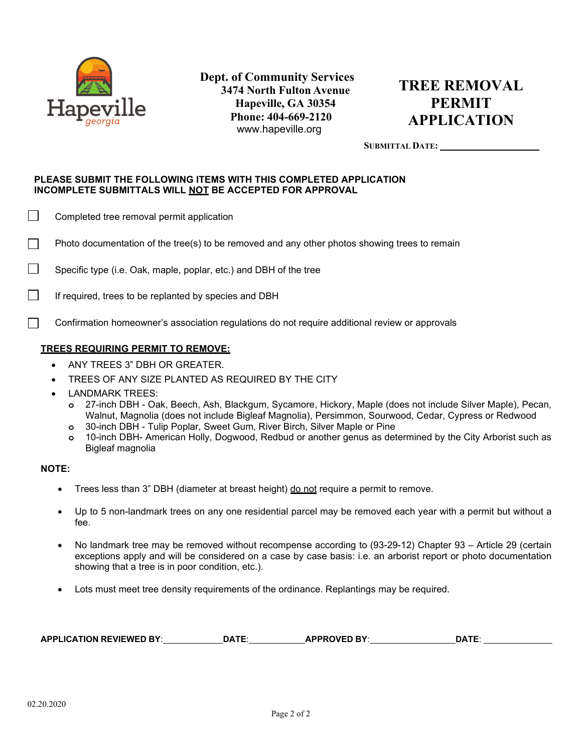Dept. of Community Services
3474 North Fulton Avenue
Hapeville, GA 30354
Phone: 404-669-2120
www.hapeville.org

# TREE REMOVAL PERMIT APPLICATION

**SUBMITTAL DATE:** ____________________

**PLEASE SUBMIT THE FOLLOWING ITEMS WITH THIS COMPLETED APPLICATION**
**INCOMPLETE SUBMITTALS WILL NOT BE ACCEPTED FOR APPROVAL**

- ☐ Completed tree removal permit application
- ☐ Photo documentation of the tree(s) to be removed and any other photos showing trees to remain
- ☐ Specific type (i.e. Oak, maple, poplar, etc.) and DBH of the tree
- ☐ If required, trees to be replanted by species and DBH
- ☐ Confirmation homeowner's association regulations do not require additional review or approvals

**TREES REQUIRING PERMIT TO REMOVE:**

- ANY TREES 3" DBH OR GREATER.
- TREES OF ANY SIZE PLANTED AS REQUIRED BY THE CITY
- LANDMARK TREES:
  - 27-inch DBH - Oak, Beech, Ash, Blackgum, Sycamore, Hickory, Maple (does not include Silver Maple), Pecan, Walnut, Magnolia (does not include Bigleaf Magnolia), Persimmon, Sourwood, Cedar, Cypress or Redwood
  - 30-inch DBH - Tulip Poplar, Sweet Gum, River Birch, Silver Maple or Pine
  - 10-inch DBH- American Holly, Dogwood, Redbud or another genus as determined by the City Arborist such as Bigleaf magnolia

**NOTE:**

- Trees less than 3" DBH (diameter at breast height) do not require a permit to remove.
- Up to 5 non-landmark trees on any one residential parcel may be removed each year with a permit but without a fee.
- No landmark tree may be removed without recompense according to (93-29-12) Chapter 93 – Article 29 (certain exceptions apply and will be considered on a case by case basis: i.e. an arborist report or photo documentation showing that a tree is in poor condition, etc.).
- Lots must meet tree density requirements of the ordinance. Replantings may be required.

**APPLICATION REVIEWED BY**:____________ **DATE**:____________ **APPROVED BY**:________________ **DATE**: ______________

02.20.2020